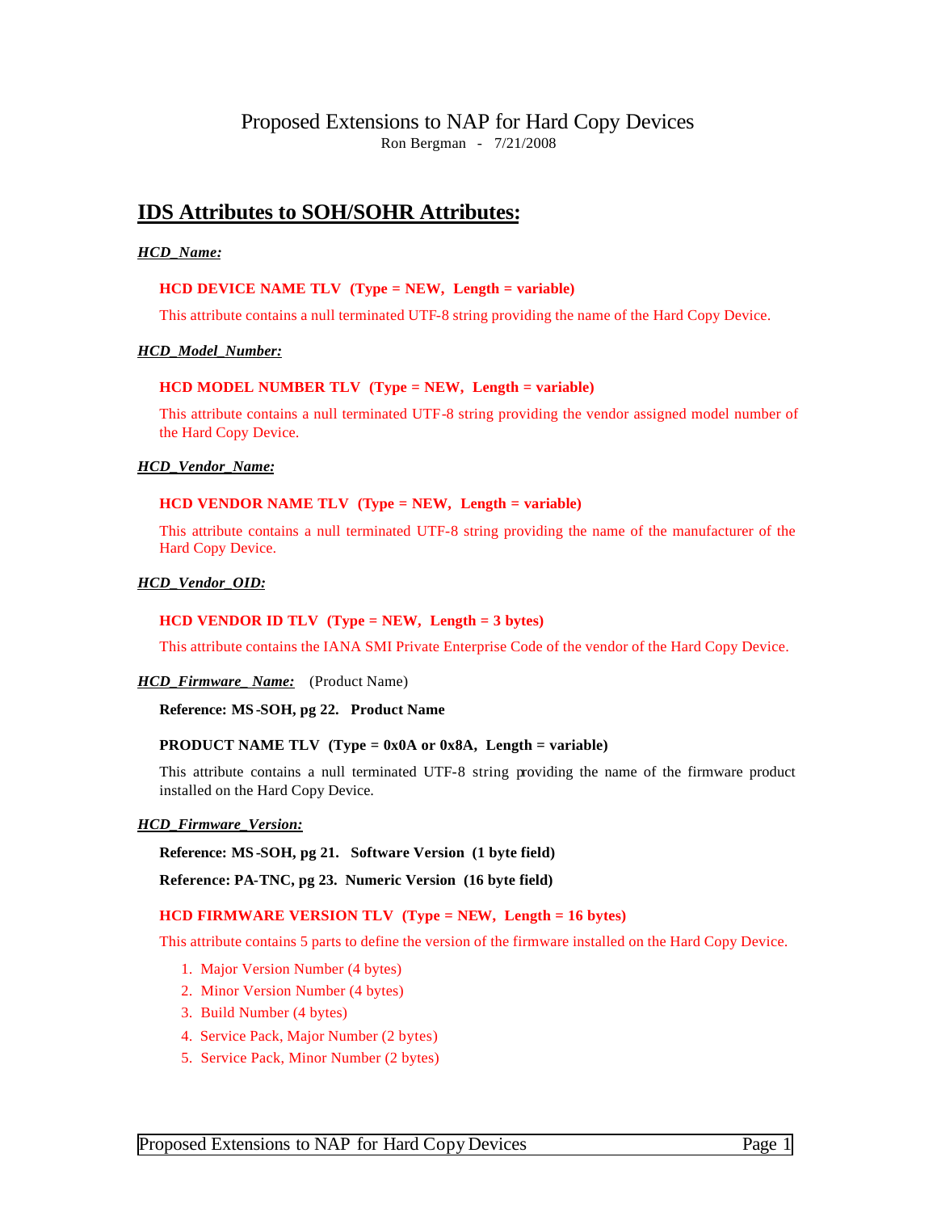# Proposed Extensions to NAP for Hard Copy Devices

Ron Bergman - 7/21/2008

## IDS Attributes to SOH/SOHR Attributes:

***HCD_Name:***

**HCD DEVICE NAME TLV (Type = NEW, Length = variable)**

This attribute contains a null terminated UTF-8 string providing the name of the Hard Copy Device.

***HCD_Model_Number:***

**HCD MODEL NUMBER TLV (Type = NEW, Length = variable)**

This attribute contains a null terminated UTF-8 string providing the vendor assigned model number of the Hard Copy Device.

***HCD_Vendor_Name:***

**HCD VENDOR NAME TLV (Type = NEW, Length = variable)**

This attribute contains a null terminated UTF-8 string providing the name of the manufacturer of the Hard Copy Device.

***HCD_Vendor_OID:***

**HCD VENDOR ID TLV (Type = NEW, Length = 3 bytes)**

This attribute contains the IANA SMI Private Enterprise Code of the vendor of the Hard Copy Device.

***HCD_Firmware_ Name:*** (Product Name)

**Reference: MS-SOH, pg 22. Product Name**

**PRODUCT NAME TLV (Type = 0x0A or 0x8A, Length = variable)**

This attribute contains a null terminated UTF-8 string providing the name of the firmware product installed on the Hard Copy Device.

***HCD_Firmware_Version:***

**Reference: MS-SOH, pg 21. Software Version (1 byte field)**

**Reference: PA-TNC, pg 23. Numeric Version (16 byte field)**

**HCD FIRMWARE VERSION TLV (Type = NEW, Length = 16 bytes)**

This attribute contains 5 parts to define the version of the firmware installed on the Hard Copy Device.

1. Major Version Number (4 bytes)
2. Minor Version Number (4 bytes)
3. Build Number (4 bytes)
4. Service Pack, Major Number (2 bytes)
5. Service Pack, Minor Number (2 bytes)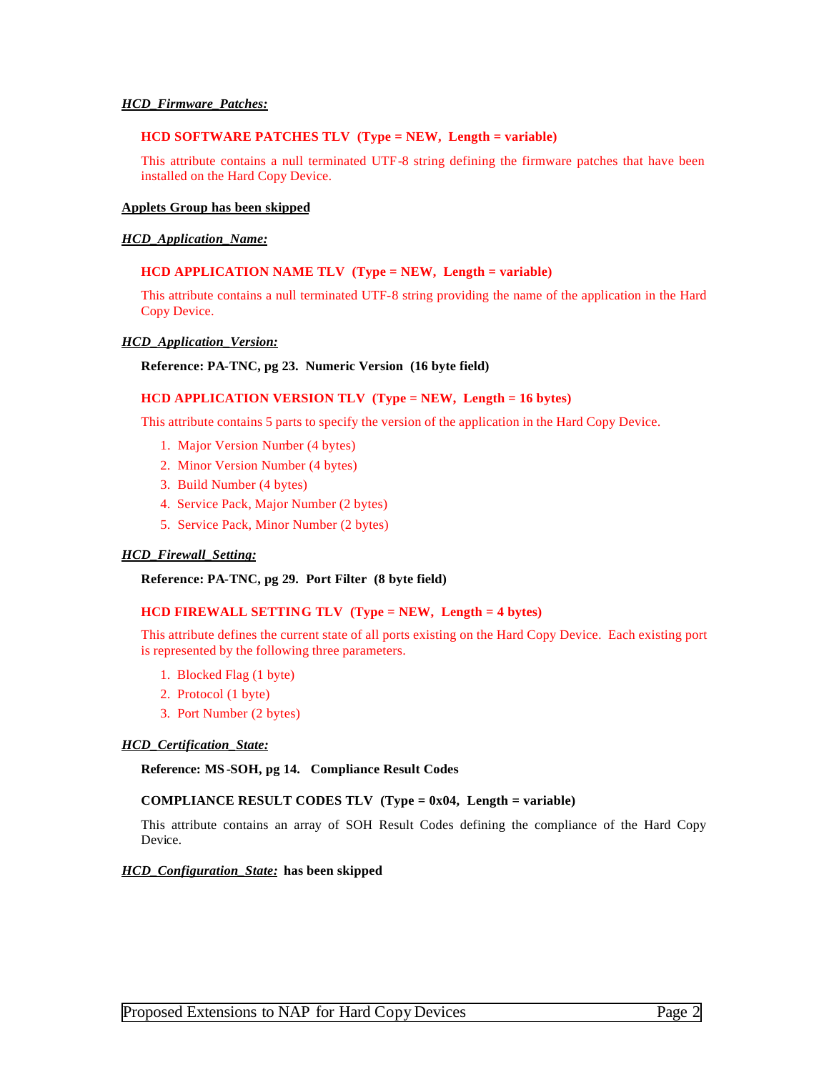***HCD_Firmware_Patches:***

**HCD SOFTWARE PATCHES TLV (Type = NEW, Length = variable)**

This attribute contains a null terminated UTF-8 string defining the firmware patches that have been installed on the Hard Copy Device.

**Applets Group has been skipped**

***HCD_Application_Name:***

**HCD APPLICATION NAME TLV (Type = NEW, Length = variable)**

This attribute contains a null terminated UTF-8 string providing the name of the application in the Hard Copy Device.

***HCD_Application_Version:***

**Reference: PA-TNC, pg 23. Numeric Version (16 byte field)**

**HCD APPLICATION VERSION TLV (Type = NEW, Length = 16 bytes)**

This attribute contains 5 parts to specify the version of the application in the Hard Copy Device.

1. Major Version Number (4 bytes)
2. Minor Version Number (4 bytes)
3. Build Number (4 bytes)
4. Service Pack, Major Number (2 bytes)
5. Service Pack, Minor Number (2 bytes)

***HCD_Firewall_Setting:***

**Reference: PA-TNC, pg 29. Port Filter (8 byte field)**

**HCD FIREWALL SETTING TLV (Type = NEW, Length = 4 bytes)**

This attribute defines the current state of all ports existing on the Hard Copy Device. Each existing port is represented by the following three parameters.

1. Blocked Flag (1 byte)
2. Protocol (1 byte)
3. Port Number (2 bytes)

***HCD_Certification_State:***

**Reference: MS-SOH, pg 14. Compliance Result Codes**

**COMPLIANCE RESULT CODES TLV (Type = 0x04, Length = variable)**

This attribute contains an array of SOH Result Codes defining the compliance of the Hard Copy Device.

***HCD_Configuration_State:*** **has been skipped**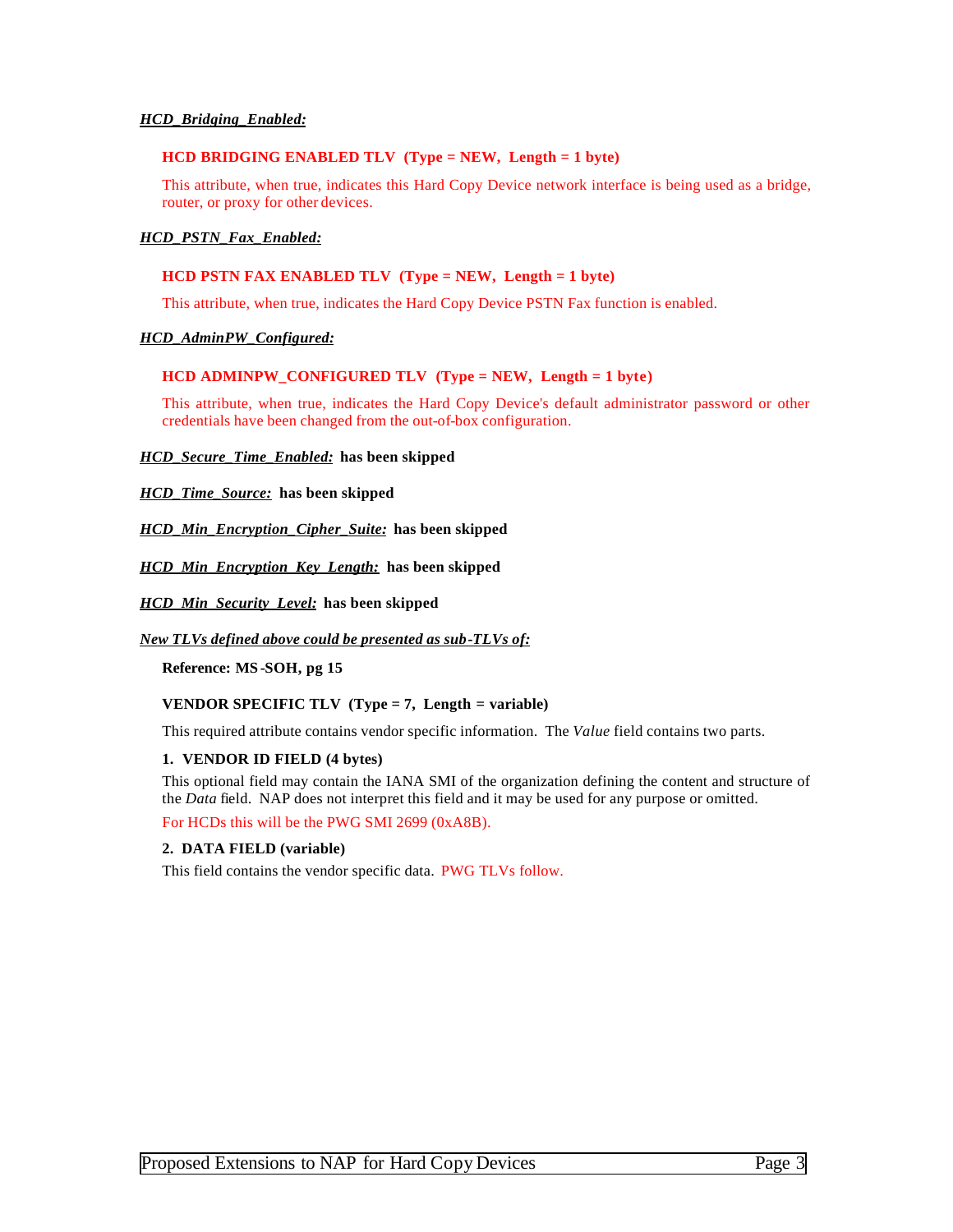***HCD_Bridging_Enabled:***

**HCD BRIDGING ENABLED TLV  (Type = NEW,  Length = 1 byte)**

This attribute, when true, indicates this Hard Copy Device network interface is being used as a bridge, router, or proxy for other devices.

***HCD_PSTN_Fax_Enabled:***

**HCD PSTN FAX ENABLED TLV  (Type = NEW,  Length = 1 byte)**

This attribute, when true, indicates the Hard Copy Device PSTN Fax function is enabled.

***HCD_AdminPW_Configured:***

**HCD ADMINPW_CONFIGURED TLV  (Type = NEW,  Length = 1 byte)**

This attribute, when true, indicates the Hard Copy Device's default administrator password or other credentials have been changed from the out-of-box configuration.

***HCD_Secure_Time_Enabled:*** **has been skipped**

***HCD_Time_Source:*** **has been skipped**

***HCD_Min_Encryption_Cipher_Suite:*** **has been skipped**

***HCD_Min_Encryption_Key_Length:*** **has been skipped**

***HCD_Min_Security_Level:*** **has been skipped**

***New TLVs defined above could be presented as sub-TLVs of:***

**Reference: MS-SOH, pg 15**

**VENDOR SPECIFIC TLV  (Type = 7,  Length = variable)**

This required attribute contains vendor specific information.  The *Value* field contains two parts.

**1.  VENDOR ID FIELD (4 bytes)**

This optional field may contain the IANA SMI of the organization defining the content and structure of the *Data* field.  NAP does not interpret this field and it may be used for any purpose or omitted.

For HCDs this will be the PWG SMI 2699 (0xA8B).

**2.  DATA FIELD (variable)**

This field contains the vendor specific data.  PWG TLVs follow.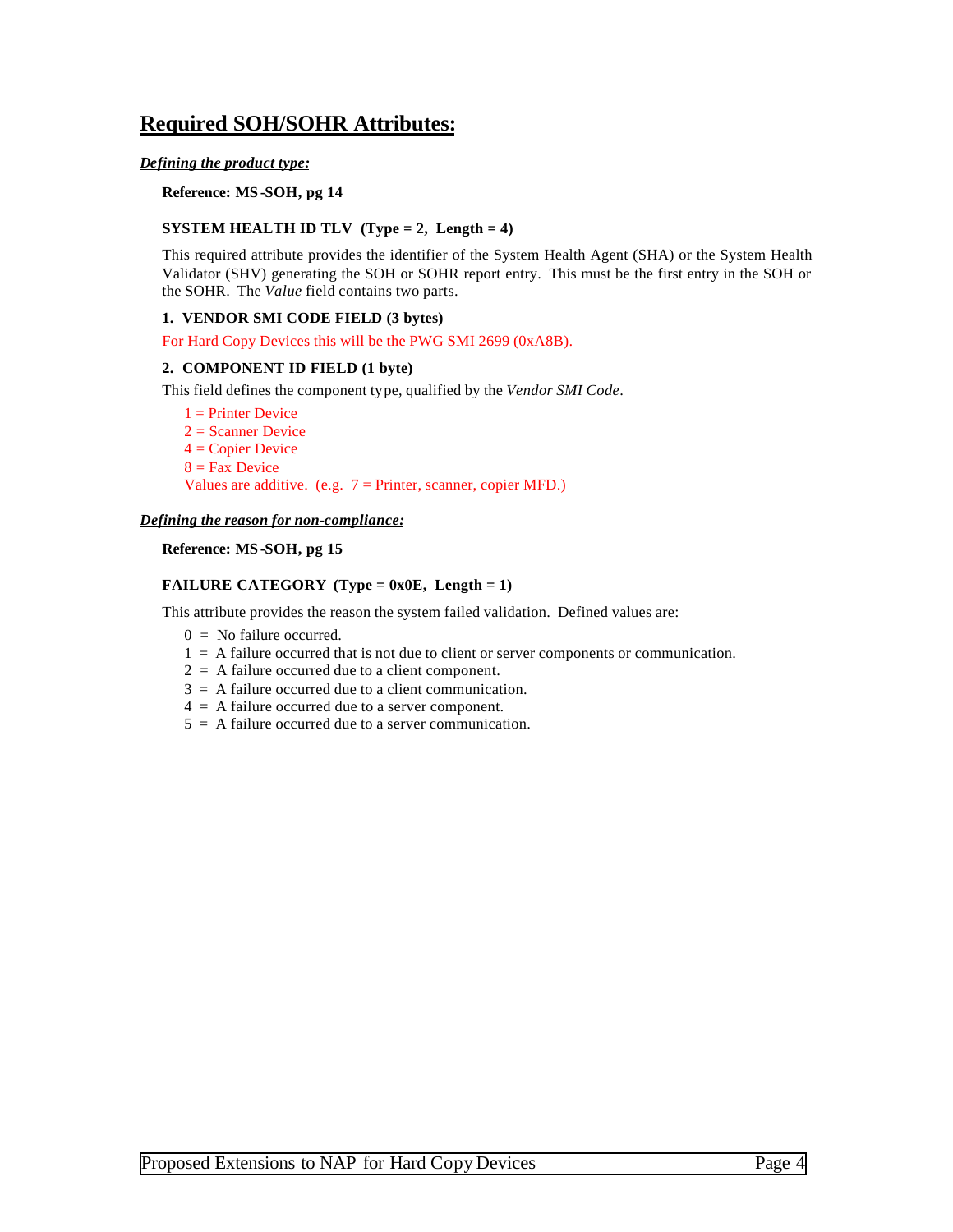# Required SOH/SOHR Attributes:

***Defining the product type:***

**Reference: MS-SOH, pg 14**

**SYSTEM HEALTH ID TLV (Type = 2, Length = 4)**

This required attribute provides the identifier of the System Health Agent (SHA) or the System Health Validator (SHV) generating the SOH or SOHR report entry. This must be the first entry in the SOH or the SOHR. The *Value* field contains two parts.

**1. VENDOR SMI CODE FIELD (3 bytes)**

For Hard Copy Devices this will be the PWG SMI 2699 (0xA8B).

**2. COMPONENT ID FIELD (1 byte)**

This field defines the component type, qualified by the *Vendor SMI Code*.

1 = Printer Device
2 = Scanner Device
4 = Copier Device
8 = Fax Device
Values are additive. (e.g. 7 = Printer, scanner, copier MFD.)

***Defining the reason for non-compliance:***

**Reference: MS-SOH, pg 15**

**FAILURE CATEGORY (Type = 0x0E, Length = 1)**

This attribute provides the reason the system failed validation. Defined values are:

0 = No failure occurred.
1 = A failure occurred that is not due to client or server components or communication.
2 = A failure occurred due to a client component.
3 = A failure occurred due to a client communication.
4 = A failure occurred due to a server component.
5 = A failure occurred due to a server communication.